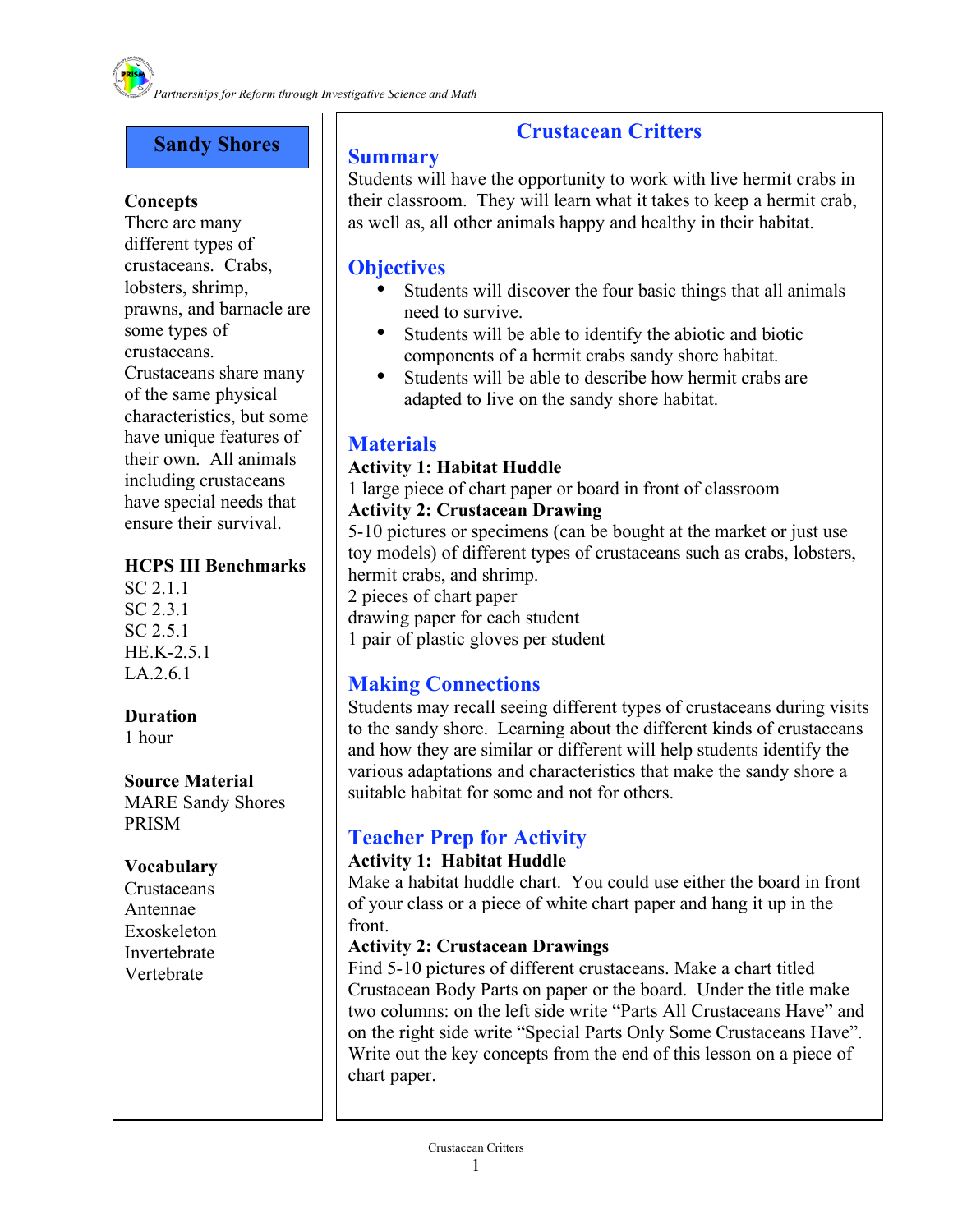Partnerships for Reform through Investigative Science and Math

## Sandy Shores

**Concepts**
There are many different types of crustaceans. Crabs, lobsters, shrimp, prawns, and barnacle are some types of crustaceans. Crustaceans share many of the same physical characteristics, but some have unique features of their own. All animals including crustaceans have special needs that ensure their survival.

**HCPS III Benchmarks**
SC 2.1.1
SC 2.3.1
SC 2.5.1
HE.K-2.5.1
LA.2.6.1

**Duration**
1 hour

**Source Material**
MARE Sandy Shores
PRISM

**Vocabulary**
Crustaceans
Antennae
Exoskeleton
Invertebrate
Vertebrate

# Crustacean Critters

## Summary

Students will have the opportunity to work with live hermit crabs in their classroom. They will learn what it takes to keep a hermit crab, as well as, all other animals happy and healthy in their habitat.

## Objectives

- Students will discover the four basic things that all animals need to survive.
- Students will be able to identify the abiotic and biotic components of a hermit crabs sandy shore habitat.
- Students will be able to describe how hermit crabs are adapted to live on the sandy shore habitat.

## Materials

**Activity 1: Habitat Huddle**
1 large piece of chart paper or board in front of classroom
**Activity 2: Crustacean Drawing**
5-10 pictures or specimens (can be bought at the market or just use toy models) of different types of crustaceans such as crabs, lobsters, hermit crabs, and shrimp.
2 pieces of chart paper
drawing paper for each student
1 pair of plastic gloves per student

## Making Connections

Students may recall seeing different types of crustaceans during visits to the sandy shore. Learning about the different kinds of crustaceans and how they are similar or different will help students identify the various adaptations and characteristics that make the sandy shore a suitable habitat for some and not for others.

## Teacher Prep for Activity

**Activity 1: Habitat Huddle**
Make a habitat huddle chart. You could use either the board in front of your class or a piece of white chart paper and hang it up in the front.
**Activity 2: Crustacean Drawings**
Find 5-10 pictures of different crustaceans. Make a chart titled Crustacean Body Parts on paper or the board. Under the title make two columns: on the left side write "Parts All Crustaceans Have" and on the right side write "Special Parts Only Some Crustaceans Have". Write out the key concepts from the end of this lesson on a piece of chart paper.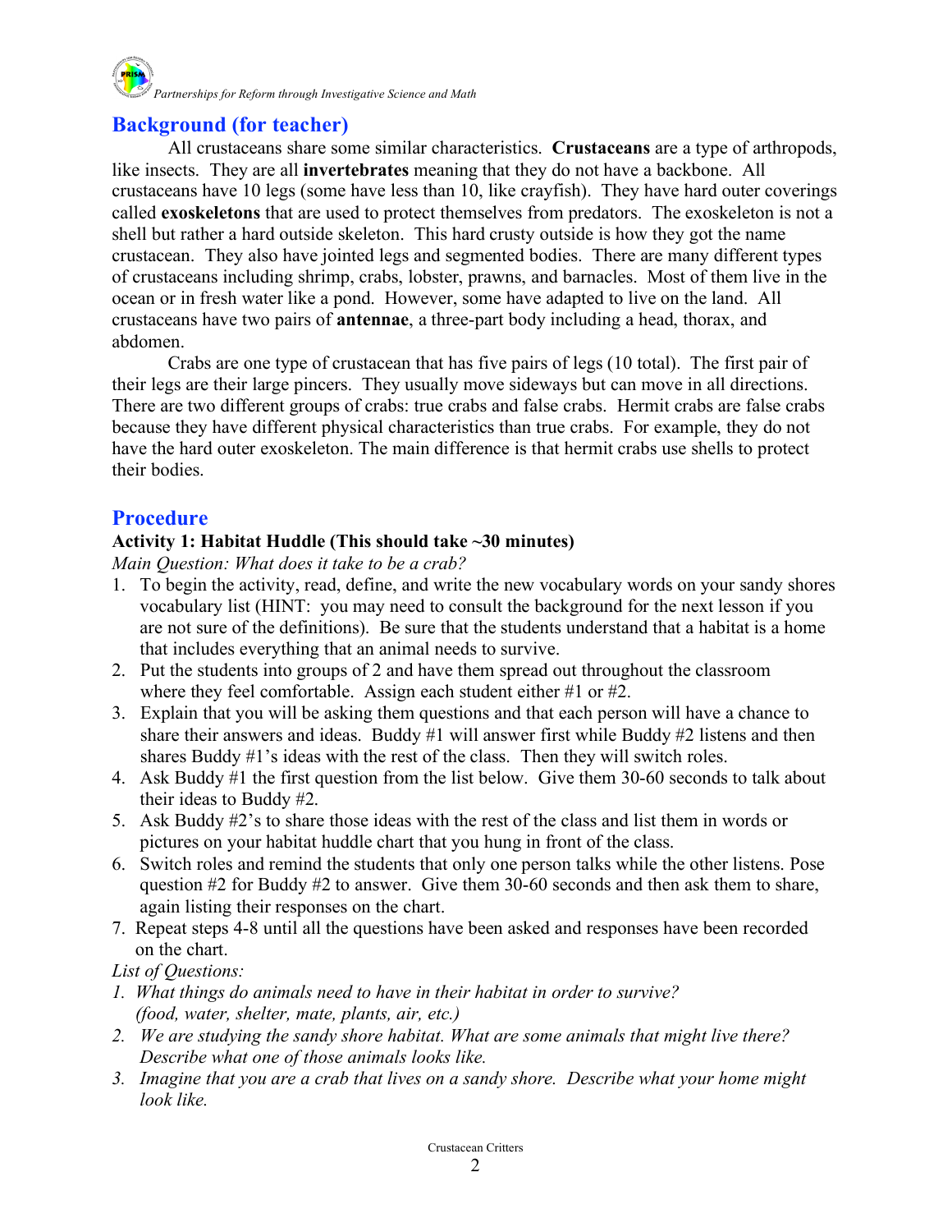## Background (for teacher)

All crustaceans share some similar characteristics. **Crustaceans** are a type of arthropods, like insects. They are all **invertebrates** meaning that they do not have a backbone. All crustaceans have 10 legs (some have less than 10, like crayfish). They have hard outer coverings called **exoskeletons** that are used to protect themselves from predators. The exoskeleton is not a shell but rather a hard outside skeleton. This hard crusty outside is how they got the name crustacean. They also have jointed legs and segmented bodies. There are many different types of crustaceans including shrimp, crabs, lobster, prawns, and barnacles. Most of them live in the ocean or in fresh water like a pond. However, some have adapted to live on the land. All crustaceans have two pairs of **antennae**, a three-part body including a head, thorax, and abdomen.

Crabs are one type of crustacean that has five pairs of legs (10 total). The first pair of their legs are their large pincers. They usually move sideways but can move in all directions. There are two different groups of crabs: true crabs and false crabs. Hermit crabs are false crabs because they have different physical characteristics than true crabs. For example, they do not have the hard outer exoskeleton. The main difference is that hermit crabs use shells to protect their bodies.

## Procedure

**Activity 1: Habitat Huddle (This should take ~30 minutes)**

*Main Question: What does it take to be a crab?*

1. To begin the activity, read, define, and write the new vocabulary words on your sandy shores vocabulary list (HINT: you may need to consult the background for the next lesson if you are not sure of the definitions). Be sure that the students understand that a habitat is a home that includes everything that an animal needs to survive.
2. Put the students into groups of 2 and have them spread out throughout the classroom where they feel comfortable. Assign each student either #1 or #2.
3. Explain that you will be asking them questions and that each person will have a chance to share their answers and ideas. Buddy #1 will answer first while Buddy #2 listens and then shares Buddy #1's ideas with the rest of the class. Then they will switch roles.
4. Ask Buddy #1 the first question from the list below. Give them 30-60 seconds to talk about their ideas to Buddy #2.
5. Ask Buddy #2's to share those ideas with the rest of the class and list them in words or pictures on your habitat huddle chart that you hung in front of the class.
6. Switch roles and remind the students that only one person talks while the other listens. Pose question #2 for Buddy #2 to answer. Give them 30-60 seconds and then ask them to share, again listing their responses on the chart.
7. Repeat steps 4-8 until all the questions have been asked and responses have been recorded on the chart.

*List of Questions:*

1. *What things do animals need to have in their habitat in order to survive? (food, water, shelter, mate, plants, air, etc.)*
2. *We are studying the sandy shore habitat. What are some animals that might live there? Describe what one of those animals looks like.*
3. *Imagine that you are a crab that lives on a sandy shore. Describe what your home might look like.*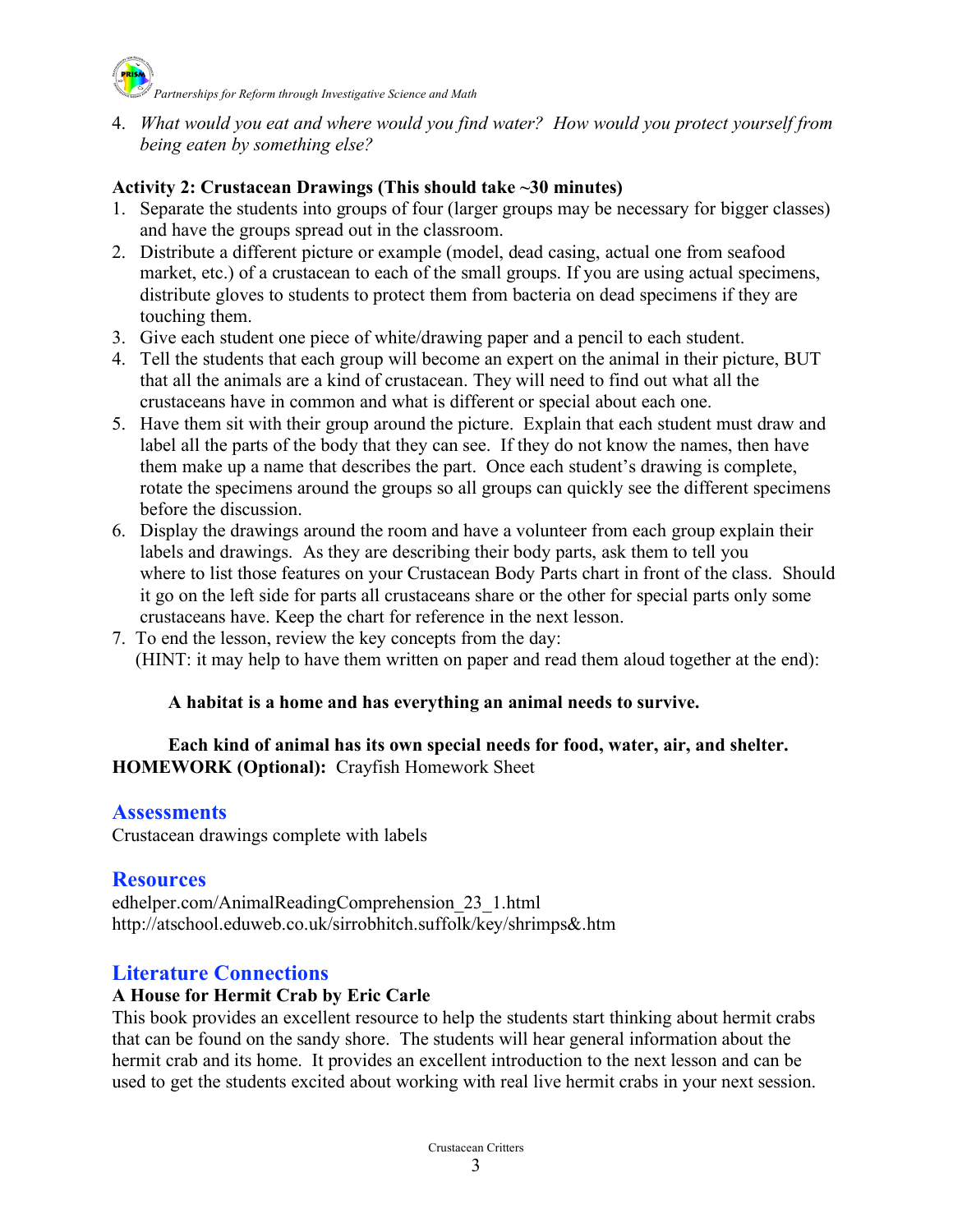4. *What would you eat and where would you find water? How would you protect yourself from being eaten by something else?*

**Activity 2: Crustacean Drawings (This should take ~30 minutes)**

1. Separate the students into groups of four (larger groups may be necessary for bigger classes) and have the groups spread out in the classroom.
2. Distribute a different picture or example (model, dead casing, actual one from seafood market, etc.) of a crustacean to each of the small groups. If you are using actual specimens, distribute gloves to students to protect them from bacteria on dead specimens if they are touching them.
3. Give each student one piece of white/drawing paper and a pencil to each student.
4. Tell the students that each group will become an expert on the animal in their picture, BUT that all the animals are a kind of crustacean. They will need to find out what all the crustaceans have in common and what is different or special about each one.
5. Have them sit with their group around the picture. Explain that each student must draw and label all the parts of the body that they can see. If they do not know the names, then have them make up a name that describes the part. Once each student's drawing is complete, rotate the specimens around the groups so all groups can quickly see the different specimens before the discussion.
6. Display the drawings around the room and have a volunteer from each group explain their labels and drawings. As they are describing their body parts, ask them to tell you where to list those features on your Crustacean Body Parts chart in front of the class. Should it go on the left side for parts all crustaceans share or the other for special parts only some crustaceans have. Keep the chart for reference in the next lesson.
7. To end the lesson, review the key concepts from the day:
   (HINT: it may help to have them written on paper and read them aloud together at the end):

   **A habitat is a home and has everything an animal needs to survive.**

   **Each kind of animal has its own special needs for food, water, air, and shelter.**

**HOMEWORK (Optional):** Crayfish Homework Sheet

## Assessments

Crustacean drawings complete with labels

## Resources

edhelper.com/AnimalReadingComprehension_23_1.html
http://atschool.eduweb.co.uk/sirrobhitch.suffolk/key/shrimps&.htm

## Literature Connections

**A House for Hermit Crab by Eric Carle**

This book provides an excellent resource to help the students start thinking about hermit crabs that can be found on the sandy shore. The students will hear general information about the hermit crab and its home. It provides an excellent introduction to the next lesson and can be used to get the students excited about working with real live hermit crabs in your next session.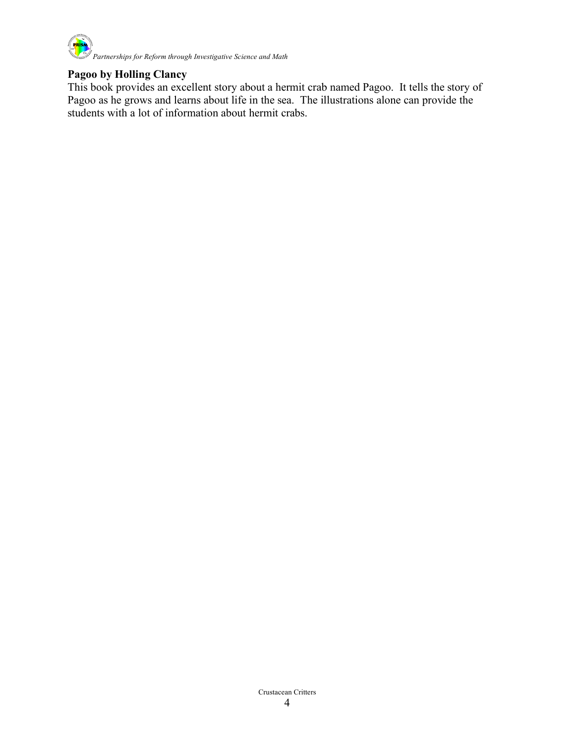**Pagoo by Holling Clancy**

This book provides an excellent story about a hermit crab named Pagoo. It tells the story of Pagoo as he grows and learns about life in the sea. The illustrations alone can provide the students with a lot of information about hermit crabs.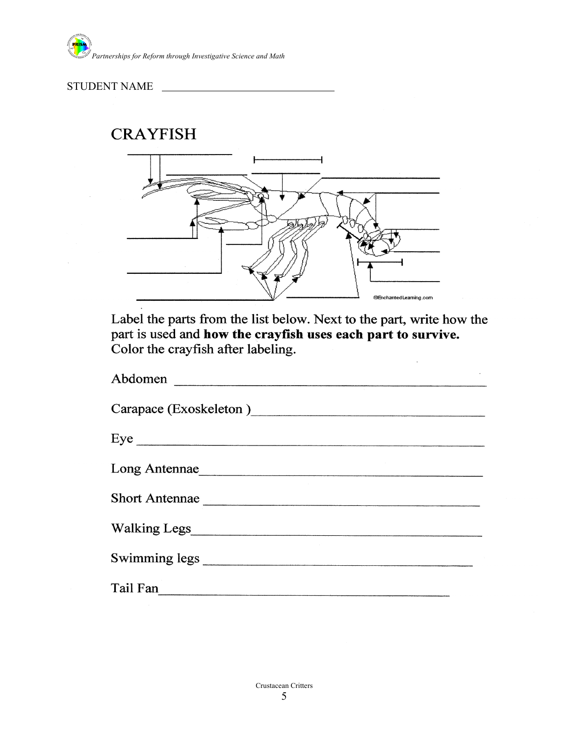STUDENT NAME ______________________________

# CRAYFISH

©EnchantedLearning.com

Label the parts from the list below. Next to the part, write how the part is used and **how the crayfish uses each part to survive.** Color the crayfish after labeling.

Abdomen ______________________________________________

Carapace (Exoskeleton )________________________________

Eye __________________________________________________

Long Antennae_________________________________________

Short Antennae ________________________________________

Walking Legs__________________________________________

Swimming legs ________________________________________

Tail Fan______________________________________________

Crustacean Critters